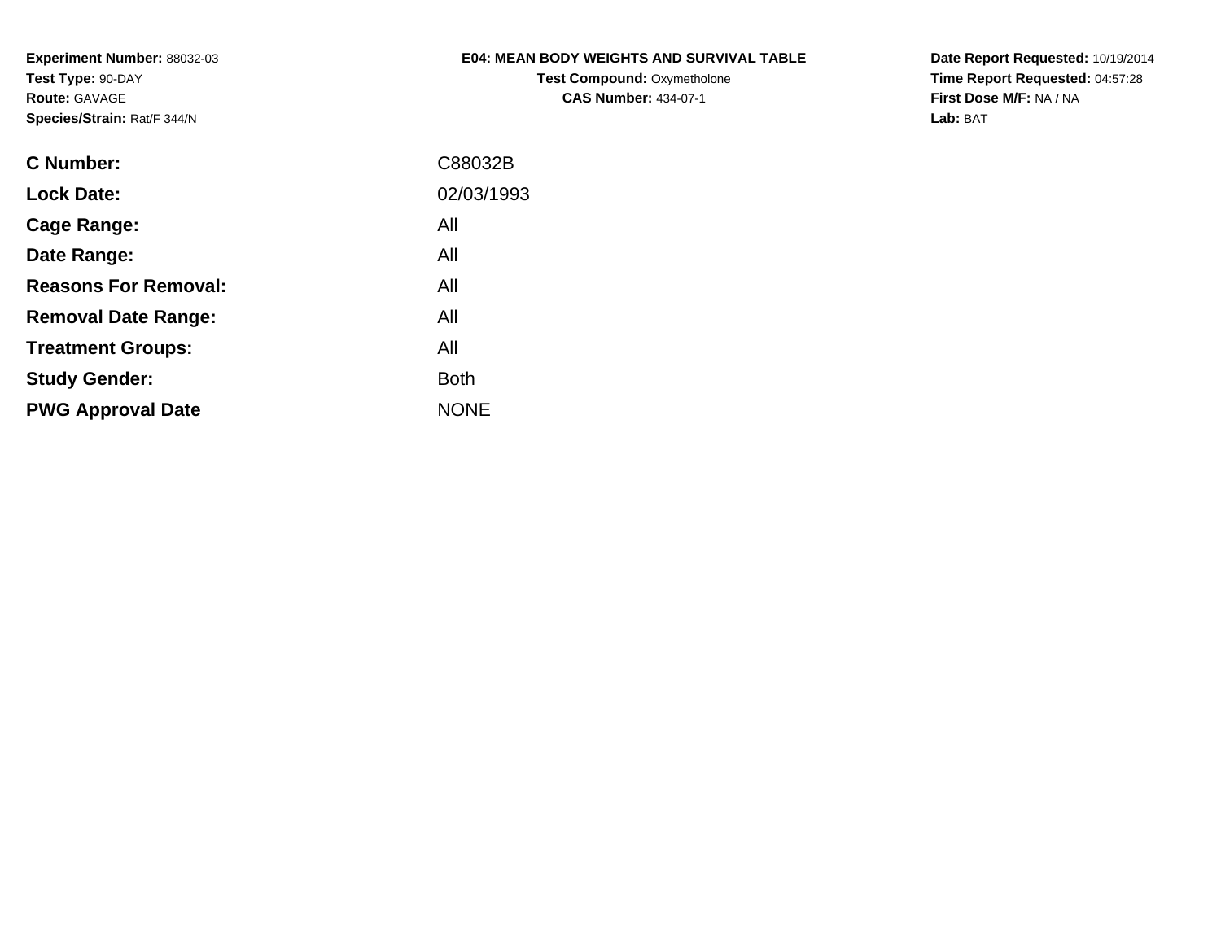**Experiment Number:** 88032-03
**Test Type:** 90-DAY
**Route:** GAVAGE
**Species/Strain:** Rat/F 344/N

**E04: MEAN BODY WEIGHTS AND SURVIVAL TABLE**
**Test Compound:** Oxymetholone
**CAS Number:** 434-07-1

**Date Report Requested:** 10/19/2014
**Time Report Requested:** 04:57:28
**First Dose M/F:** NA / NA
**Lab:** BAT

| | |
|---|---|
| **C Number:** | C88032B |
| **Lock Date:** | 02/03/1993 |
| **Cage Range:** | All |
| **Date Range:** | All |
| **Reasons For Removal:** | All |
| **Removal Date Range:** | All |
| **Treatment Groups:** | All |
| **Study Gender:** | Both |
| **PWG Approval Date** | NONE |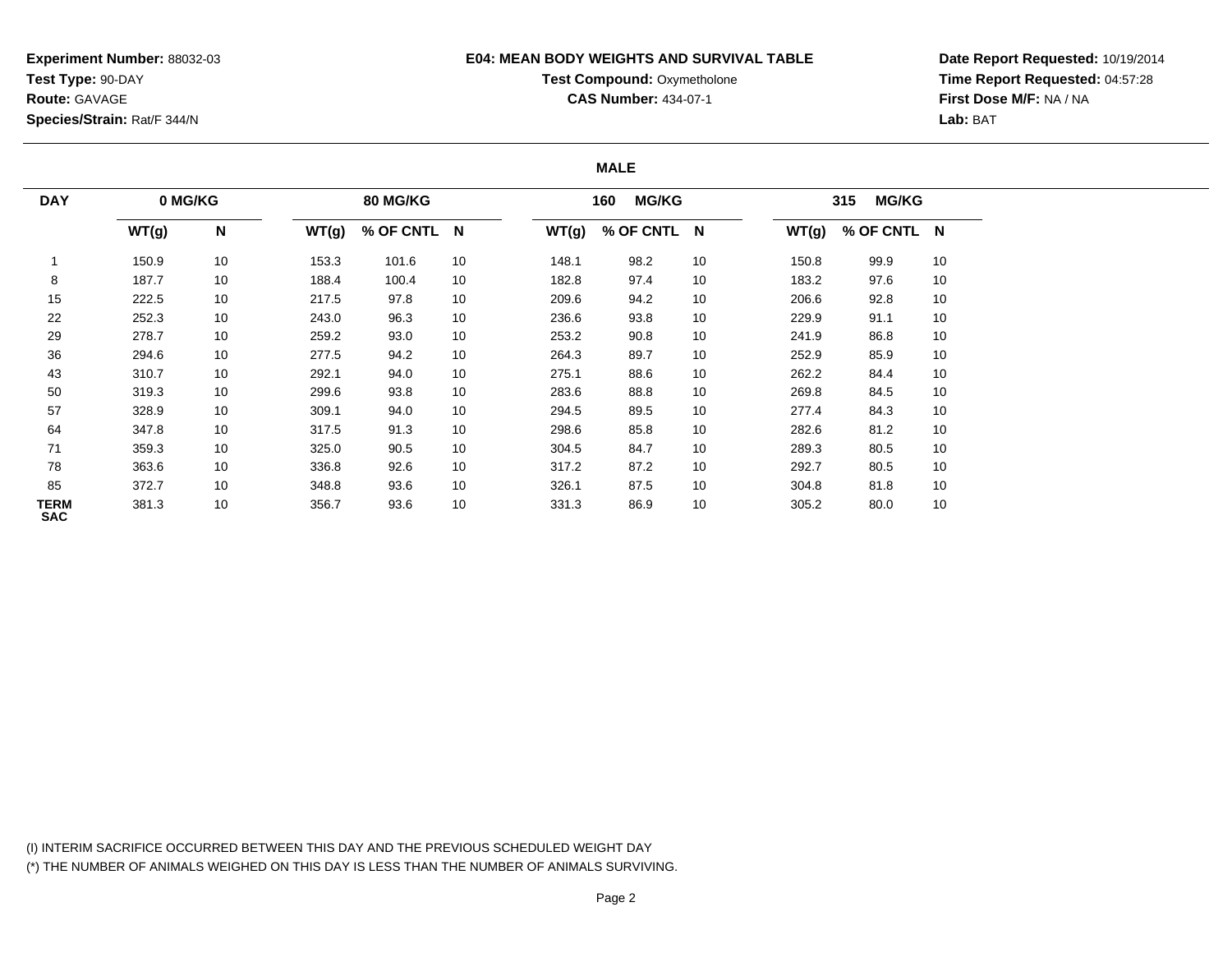**Experiment Number:** 88032-03
**Test Type:** 90-DAY
**Route:** GAVAGE
**Species/Strain:** Rat/F 344/N

**E04: MEAN BODY WEIGHTS AND SURVIVAL TABLE**
**Test Compound:** Oxymetholone
**CAS Number:** 434-07-1

**Date Report Requested:** 10/19/2014
**Time Report Requested:** 04:57:28
**First Dose M/F:** NA / NA
**Lab:** BAT

**MALE**

| DAY | 0 MG/KG | | 80 MG/KG | | | 160 MG/KG | | | 315 MG/KG | | |
|---|---|---|---|---|---|---|---|---|---|---|---|
| | WT(g) | N | WT(g) | % OF CNTL | N | WT(g) | % OF CNTL | N | WT(g) | % OF CNTL | N |
| 1 | 150.9 | 10 | 153.3 | 101.6 | 10 | 148.1 | 98.2 | 10 | 150.8 | 99.9 | 10 |
| 8 | 187.7 | 10 | 188.4 | 100.4 | 10 | 182.8 | 97.4 | 10 | 183.2 | 97.6 | 10 |
| 15 | 222.5 | 10 | 217.5 | 97.8 | 10 | 209.6 | 94.2 | 10 | 206.6 | 92.8 | 10 |
| 22 | 252.3 | 10 | 243.0 | 96.3 | 10 | 236.6 | 93.8 | 10 | 229.9 | 91.1 | 10 |
| 29 | 278.7 | 10 | 259.2 | 93.0 | 10 | 253.2 | 90.8 | 10 | 241.9 | 86.8 | 10 |
| 36 | 294.6 | 10 | 277.5 | 94.2 | 10 | 264.3 | 89.7 | 10 | 252.9 | 85.9 | 10 |
| 43 | 310.7 | 10 | 292.1 | 94.0 | 10 | 275.1 | 88.6 | 10 | 262.2 | 84.4 | 10 |
| 50 | 319.3 | 10 | 299.6 | 93.8 | 10 | 283.6 | 88.8 | 10 | 269.8 | 84.5 | 10 |
| 57 | 328.9 | 10 | 309.1 | 94.0 | 10 | 294.5 | 89.5 | 10 | 277.4 | 84.3 | 10 |
| 64 | 347.8 | 10 | 317.5 | 91.3 | 10 | 298.6 | 85.8 | 10 | 282.6 | 81.2 | 10 |
| 71 | 359.3 | 10 | 325.0 | 90.5 | 10 | 304.5 | 84.7 | 10 | 289.3 | 80.5 | 10 |
| 78 | 363.6 | 10 | 336.8 | 92.6 | 10 | 317.2 | 87.2 | 10 | 292.7 | 80.5 | 10 |
| 85 | 372.7 | 10 | 348.8 | 93.6 | 10 | 326.1 | 87.5 | 10 | 304.8 | 81.8 | 10 |
| TERM SAC | 381.3 | 10 | 356.7 | 93.6 | 10 | 331.3 | 86.9 | 10 | 305.2 | 80.0 | 10 |

(I) INTERIM SACRIFICE OCCURRED BETWEEN THIS DAY AND THE PREVIOUS SCHEDULED WEIGHT DAY
(*) THE NUMBER OF ANIMALS WEIGHED ON THIS DAY IS LESS THAN THE NUMBER OF ANIMALS SURVIVING.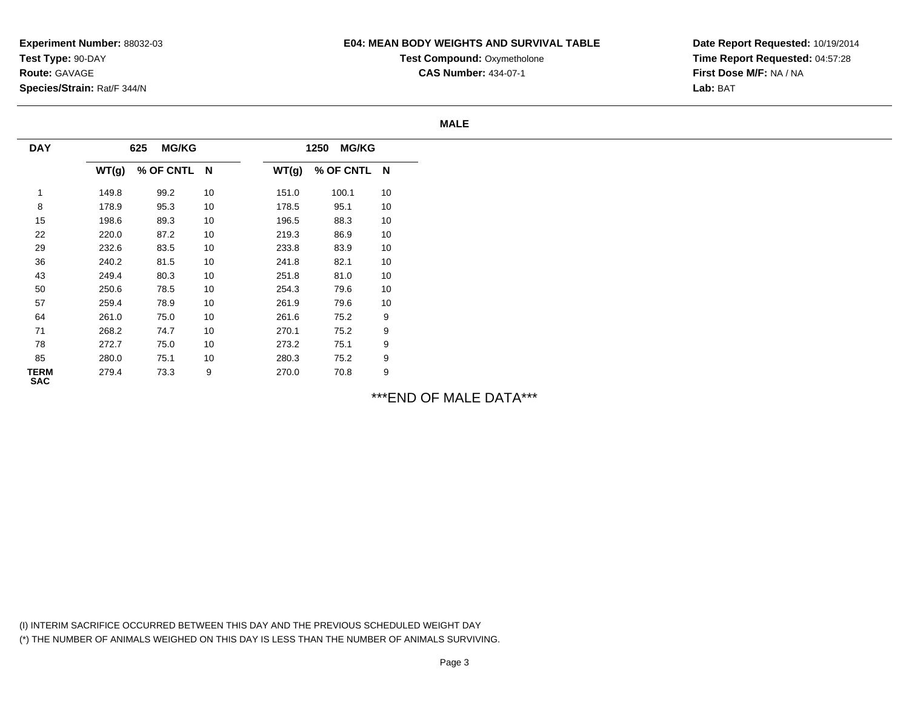**Experiment Number:** 88032-03
**Test Type:** 90-DAY
**Route:** GAVAGE
**Species/Strain:** Rat/F 344/N

**E04: MEAN BODY WEIGHTS AND SURVIVAL TABLE**
**Test Compound:** Oxymetholone
**CAS Number:** 434-07-1

**Date Report Requested:** 10/19/2014
**Time Report Requested:** 04:57:28
**First Dose M/F:** NA / NA
**Lab:** BAT

**MALE**

| DAY | 625 MG/KG | | | 1250 MG/KG | | |
|---|---|---|---|---|---|---|
| | WT(g) | % OF CNTL | N | WT(g) | % OF CNTL | N |
| 1 | 149.8 | 99.2 | 10 | 151.0 | 100.1 | 10 |
| 8 | 178.9 | 95.3 | 10 | 178.5 | 95.1 | 10 |
| 15 | 198.6 | 89.3 | 10 | 196.5 | 88.3 | 10 |
| 22 | 220.0 | 87.2 | 10 | 219.3 | 86.9 | 10 |
| 29 | 232.6 | 83.5 | 10 | 233.8 | 83.9 | 10 |
| 36 | 240.2 | 81.5 | 10 | 241.8 | 82.1 | 10 |
| 43 | 249.4 | 80.3 | 10 | 251.8 | 81.0 | 10 |
| 50 | 250.6 | 78.5 | 10 | 254.3 | 79.6 | 10 |
| 57 | 259.4 | 78.9 | 10 | 261.9 | 79.6 | 10 |
| 64 | 261.0 | 75.0 | 10 | 261.6 | 75.2 | 9 |
| 71 | 268.2 | 74.7 | 10 | 270.1 | 75.2 | 9 |
| 78 | 272.7 | 75.0 | 10 | 273.2 | 75.1 | 9 |
| 85 | 280.0 | 75.1 | 10 | 280.3 | 75.2 | 9 |
| TERM SAC | 279.4 | 73.3 | 9 | 270.0 | 70.8 | 9 |

***END OF MALE DATA***

(I) INTERIM SACRIFICE OCCURRED BETWEEN THIS DAY AND THE PREVIOUS SCHEDULED WEIGHT DAY
(*) THE NUMBER OF ANIMALS WEIGHED ON THIS DAY IS LESS THAN THE NUMBER OF ANIMALS SURVIVING.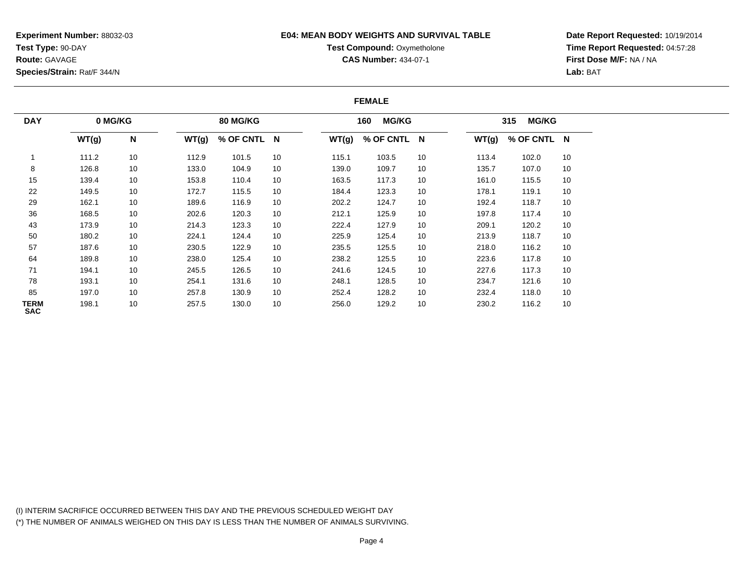**Experiment Number:** 88032-03
**Test Type:** 90-DAY
**Route:** GAVAGE
**Species/Strain:** Rat/F 344/N

**E04: MEAN BODY WEIGHTS AND SURVIVAL TABLE**
**Test Compound:** Oxymetholone
**CAS Number:** 434-07-1

**Date Report Requested:** 10/19/2014
**Time Report Requested:** 04:57:28
**First Dose M/F:** NA / NA
**Lab:** BAT

## FEMALE

| DAY | 0 MG/KG | | 80 MG/KG | | | 160 MG/KG | | | 315 MG/KG | | |
|---|---|---|---|---|---|---|---|---|---|---|---|
| | WT(g) | N | WT(g) | % OF CNTL | N | WT(g) | % OF CNTL | N | WT(g) | % OF CNTL | N |
| 1 | 111.2 | 10 | 112.9 | 101.5 | 10 | 115.1 | 103.5 | 10 | 113.4 | 102.0 | 10 |
| 8 | 126.8 | 10 | 133.0 | 104.9 | 10 | 139.0 | 109.7 | 10 | 135.7 | 107.0 | 10 |
| 15 | 139.4 | 10 | 153.8 | 110.4 | 10 | 163.5 | 117.3 | 10 | 161.0 | 115.5 | 10 |
| 22 | 149.5 | 10 | 172.7 | 115.5 | 10 | 184.4 | 123.3 | 10 | 178.1 | 119.1 | 10 |
| 29 | 162.1 | 10 | 189.6 | 116.9 | 10 | 202.2 | 124.7 | 10 | 192.4 | 118.7 | 10 |
| 36 | 168.5 | 10 | 202.6 | 120.3 | 10 | 212.1 | 125.9 | 10 | 197.8 | 117.4 | 10 |
| 43 | 173.9 | 10 | 214.3 | 123.3 | 10 | 222.4 | 127.9 | 10 | 209.1 | 120.2 | 10 |
| 50 | 180.2 | 10 | 224.1 | 124.4 | 10 | 225.9 | 125.4 | 10 | 213.9 | 118.7 | 10 |
| 57 | 187.6 | 10 | 230.5 | 122.9 | 10 | 235.5 | 125.5 | 10 | 218.0 | 116.2 | 10 |
| 64 | 189.8 | 10 | 238.0 | 125.4 | 10 | 238.2 | 125.5 | 10 | 223.6 | 117.8 | 10 |
| 71 | 194.1 | 10 | 245.5 | 126.5 | 10 | 241.6 | 124.5 | 10 | 227.6 | 117.3 | 10 |
| 78 | 193.1 | 10 | 254.1 | 131.6 | 10 | 248.1 | 128.5 | 10 | 234.7 | 121.6 | 10 |
| 85 | 197.0 | 10 | 257.8 | 130.9 | 10 | 252.4 | 128.2 | 10 | 232.4 | 118.0 | 10 |
| TERM SAC | 198.1 | 10 | 257.5 | 130.0 | 10 | 256.0 | 129.2 | 10 | 230.2 | 116.2 | 10 |

(I) INTERIM SACRIFICE OCCURRED BETWEEN THIS DAY AND THE PREVIOUS SCHEDULED WEIGHT DAY
(*) THE NUMBER OF ANIMALS WEIGHED ON THIS DAY IS LESS THAN THE NUMBER OF ANIMALS SURVIVING.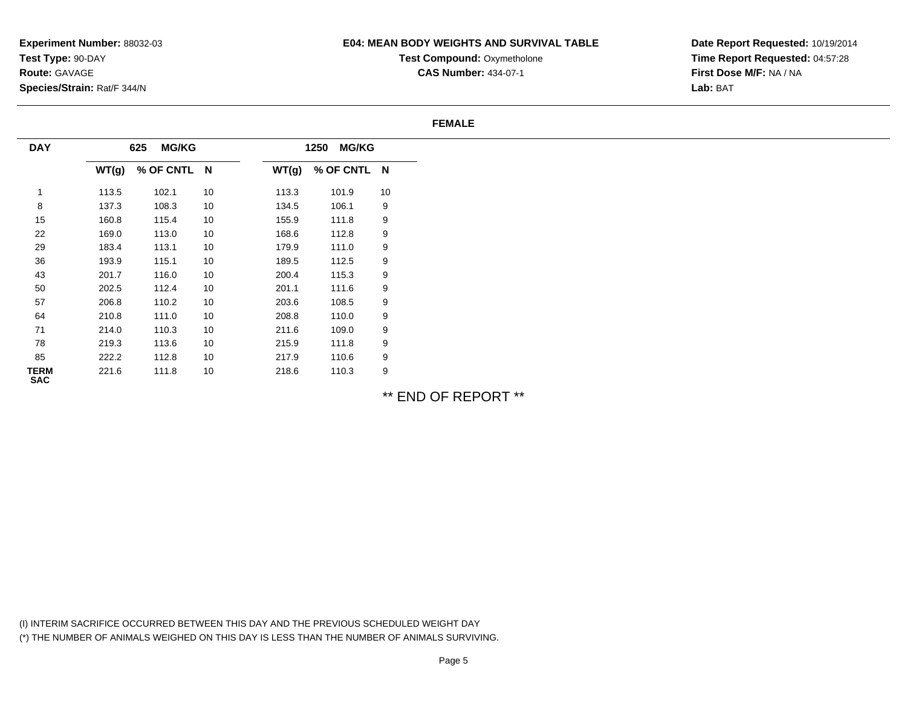**Experiment Number:** 88032-03
**Test Type:** 90-DAY
**Route:** GAVAGE
**Species/Strain:** Rat/F 344/N

**E04: MEAN BODY WEIGHTS AND SURVIVAL TABLE**
**Test Compound:** Oxymetholone
**CAS Number:** 434-07-1

**Date Report Requested:** 10/19/2014
**Time Report Requested:** 04:57:28
**First Dose M/F:** NA / NA
**Lab:** BAT

**FEMALE**

| DAY | 625 MG/KG | | | 1250 MG/KG | | |
|---|---|---|---|---|---|---|
| | WT(g) | % OF CNTL | N | WT(g) | % OF CNTL | N |
| 1 | 113.5 | 102.1 | 10 | 113.3 | 101.9 | 10 |
| 8 | 137.3 | 108.3 | 10 | 134.5 | 106.1 | 9 |
| 15 | 160.8 | 115.4 | 10 | 155.9 | 111.8 | 9 |
| 22 | 169.0 | 113.0 | 10 | 168.6 | 112.8 | 9 |
| 29 | 183.4 | 113.1 | 10 | 179.9 | 111.0 | 9 |
| 36 | 193.9 | 115.1 | 10 | 189.5 | 112.5 | 9 |
| 43 | 201.7 | 116.0 | 10 | 200.4 | 115.3 | 9 |
| 50 | 202.5 | 112.4 | 10 | 201.1 | 111.6 | 9 |
| 57 | 206.8 | 110.2 | 10 | 203.6 | 108.5 | 9 |
| 64 | 210.8 | 111.0 | 10 | 208.8 | 110.0 | 9 |
| 71 | 214.0 | 110.3 | 10 | 211.6 | 109.0 | 9 |
| 78 | 219.3 | 113.6 | 10 | 215.9 | 111.8 | 9 |
| 85 | 222.2 | 112.8 | 10 | 217.9 | 110.6 | 9 |
| TERM SAC | 221.6 | 111.8 | 10 | 218.6 | 110.3 | 9 |

** END OF REPORT **

(I) INTERIM SACRIFICE OCCURRED BETWEEN THIS DAY AND THE PREVIOUS SCHEDULED WEIGHT DAY
(*) THE NUMBER OF ANIMALS WEIGHED ON THIS DAY IS LESS THAN THE NUMBER OF ANIMALS SURVIVING.